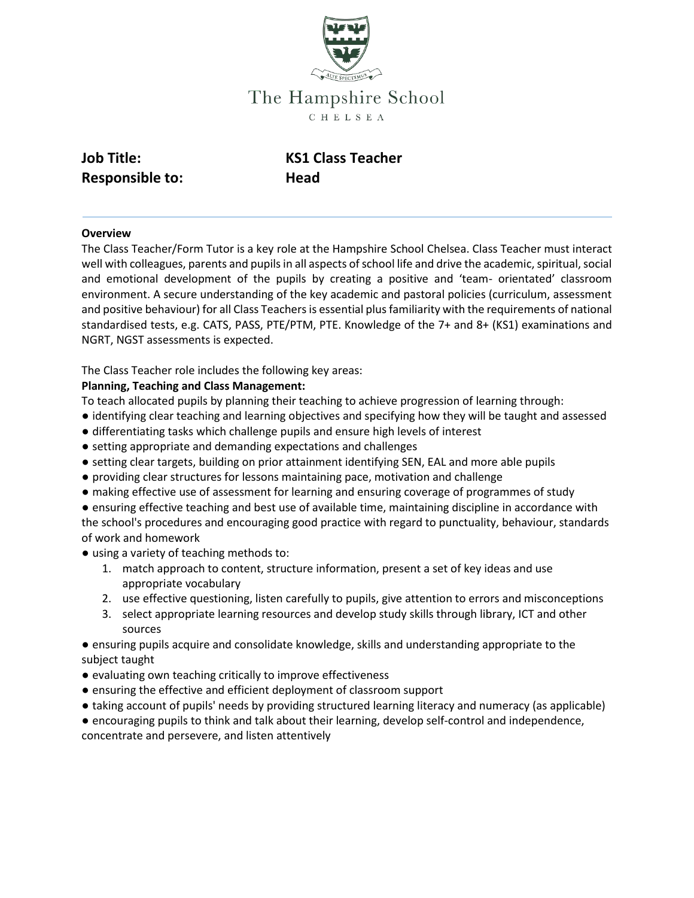The Hampshire School

CHELSEA

**Job Title:** **KS1 Class Teacher**

**Responsible to:** **Head**

---

**Overview**

The Class Teacher/Form Tutor is a key role at the Hampshire School Chelsea. Class Teacher must interact well with colleagues, parents and pupils in all aspects of school life and drive the academic, spiritual, social and emotional development of the pupils by creating a positive and 'team- orientated' classroom environment. A secure understanding of the key academic and pastoral policies (curriculum, assessment and positive behaviour) for all Class Teachers is essential plus familiarity with the requirements of national standardised tests, e.g. CATS, PASS, PTE/PTM, PTE. Knowledge of the 7+ and 8+ (KS1) examinations and NGRT, NGST assessments is expected.

The Class Teacher role includes the following key areas:

**Planning, Teaching and Class Management:**

To teach allocated pupils by planning their teaching to achieve progression of learning through:

- identifying clear teaching and learning objectives and specifying how they will be taught and assessed
- differentiating tasks which challenge pupils and ensure high levels of interest
- setting appropriate and demanding expectations and challenges
- setting clear targets, building on prior attainment identifying SEN, EAL and more able pupils
- providing clear structures for lessons maintaining pace, motivation and challenge
- making effective use of assessment for learning and ensuring coverage of programmes of study
- ensuring effective teaching and best use of available time, maintaining discipline in accordance with the school's procedures and encouraging good practice with regard to punctuality, behaviour, standards of work and homework
- using a variety of teaching methods to:
    1. match approach to content, structure information, present a set of key ideas and use appropriate vocabulary
    2. use effective questioning, listen carefully to pupils, give attention to errors and misconceptions
    3. select appropriate learning resources and develop study skills through library, ICT and other sources
- ensuring pupils acquire and consolidate knowledge, skills and understanding appropriate to the subject taught
- evaluating own teaching critically to improve effectiveness
- ensuring the effective and efficient deployment of classroom support
- taking account of pupils' needs by providing structured learning literacy and numeracy (as applicable)
- encouraging pupils to think and talk about their learning, develop self-control and independence, concentrate and persevere, and listen attentively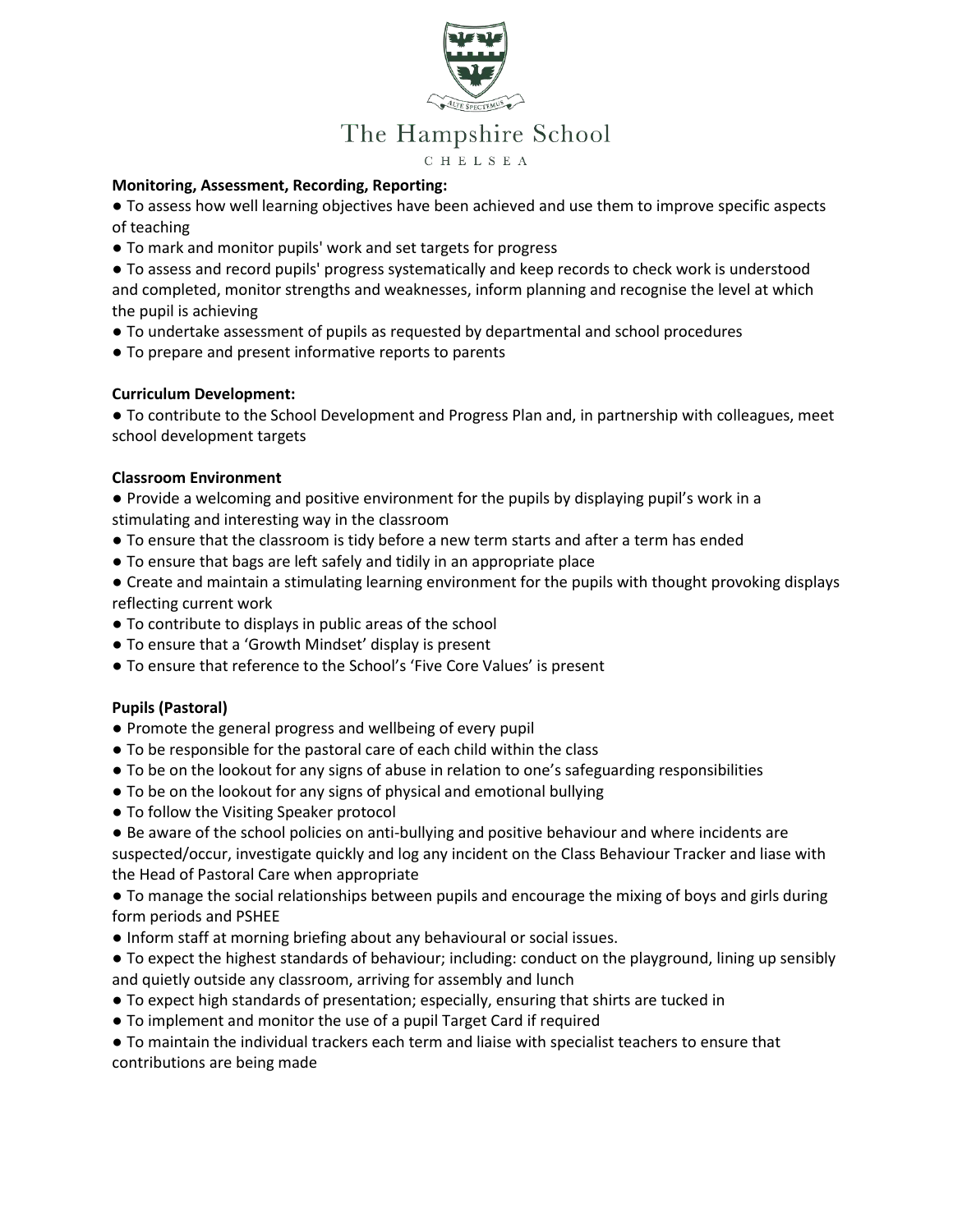**Monitoring, Assessment, Recording, Reporting:**

- To assess how well learning objectives have been achieved and use them to improve specific aspects of teaching
- To mark and monitor pupils' work and set targets for progress
- To assess and record pupils' progress systematically and keep records to check work is understood and completed, monitor strengths and weaknesses, inform planning and recognise the level at which the pupil is achieving
- To undertake assessment of pupils as requested by departmental and school procedures
- To prepare and present informative reports to parents

**Curriculum Development:**

- To contribute to the School Development and Progress Plan and, in partnership with colleagues, meet school development targets

**Classroom Environment**

- Provide a welcoming and positive environment for the pupils by displaying pupil's work in a stimulating and interesting way in the classroom
- To ensure that the classroom is tidy before a new term starts and after a term has ended
- To ensure that bags are left safely and tidily in an appropriate place
- Create and maintain a stimulating learning environment for the pupils with thought provoking displays reflecting current work
- To contribute to displays in public areas of the school
- To ensure that a 'Growth Mindset' display is present
- To ensure that reference to the School's 'Five Core Values' is present

**Pupils (Pastoral)**

- Promote the general progress and wellbeing of every pupil
- To be responsible for the pastoral care of each child within the class
- To be on the lookout for any signs of abuse in relation to one's safeguarding responsibilities
- To be on the lookout for any signs of physical and emotional bullying
- To follow the Visiting Speaker protocol
- Be aware of the school policies on anti-bullying and positive behaviour and where incidents are suspected/occur, investigate quickly and log any incident on the Class Behaviour Tracker and liase with the Head of Pastoral Care when appropriate
- To manage the social relationships between pupils and encourage the mixing of boys and girls during form periods and PSHEE
- Inform staff at morning briefing about any behavioural or social issues.
- To expect the highest standards of behaviour; including: conduct on the playground, lining up sensibly and quietly outside any classroom, arriving for assembly and lunch
- To expect high standards of presentation; especially, ensuring that shirts are tucked in
- To implement and monitor the use of a pupil Target Card if required
- To maintain the individual trackers each term and liaise with specialist teachers to ensure that contributions are being made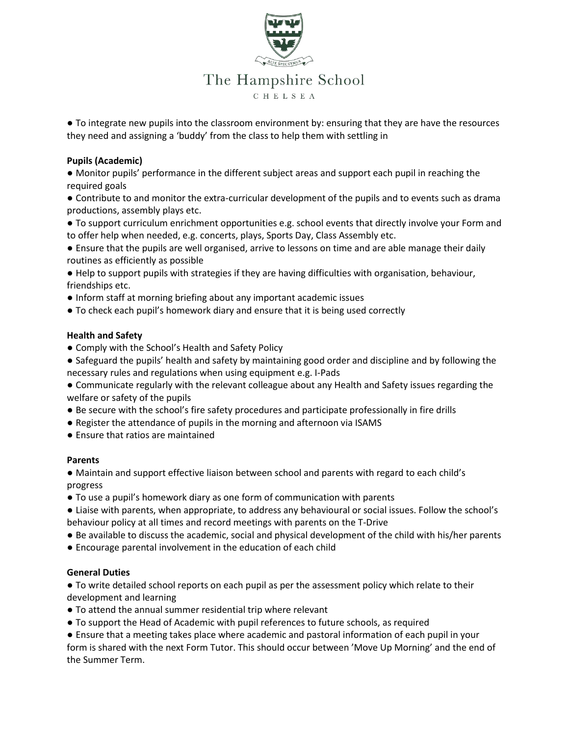● To integrate new pupils into the classroom environment by: ensuring that they are have the resources they need and assigning a 'buddy' from the class to help them with settling in

**Pupils (Academic)**

● Monitor pupils' performance in the different subject areas and support each pupil in reaching the required goals

● Contribute to and monitor the extra-curricular development of the pupils and to events such as drama productions, assembly plays etc.

● To support curriculum enrichment opportunities e.g. school events that directly involve your Form and to offer help when needed, e.g. concerts, plays, Sports Day, Class Assembly etc.

● Ensure that the pupils are well organised, arrive to lessons on time and are able manage their daily routines as efficiently as possible

● Help to support pupils with strategies if they are having difficulties with organisation, behaviour, friendships etc.

● Inform staff at morning briefing about any important academic issues

● To check each pupil's homework diary and ensure that it is being used correctly

**Health and Safety**

● Comply with the School's Health and Safety Policy

● Safeguard the pupils' health and safety by maintaining good order and discipline and by following the necessary rules and regulations when using equipment e.g. I-Pads

● Communicate regularly with the relevant colleague about any Health and Safety issues regarding the welfare or safety of the pupils

● Be secure with the school's fire safety procedures and participate professionally in fire drills

● Register the attendance of pupils in the morning and afternoon via ISAMS

● Ensure that ratios are maintained

**Parents**

● Maintain and support effective liaison between school and parents with regard to each child's progress

● To use a pupil's homework diary as one form of communication with parents

● Liaise with parents, when appropriate, to address any behavioural or social issues. Follow the school's behaviour policy at all times and record meetings with parents on the T-Drive

● Be available to discuss the academic, social and physical development of the child with his/her parents

● Encourage parental involvement in the education of each child

**General Duties**

● To write detailed school reports on each pupil as per the assessment policy which relate to their development and learning

● To attend the annual summer residential trip where relevant

● To support the Head of Academic with pupil references to future schools, as required

● Ensure that a meeting takes place where academic and pastoral information of each pupil in your form is shared with the next Form Tutor. This should occur between 'Move Up Morning' and the end of the Summer Term.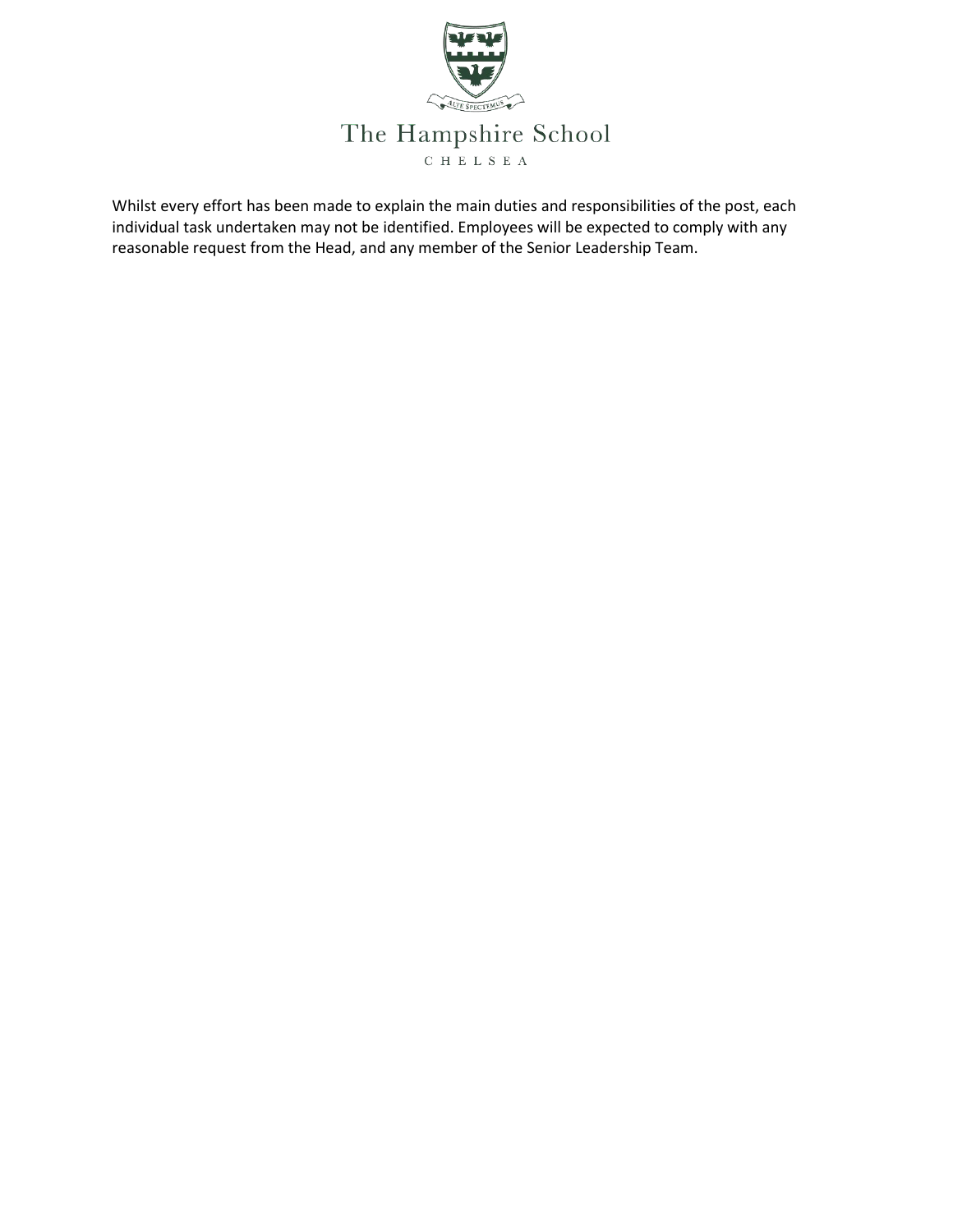Whilst every effort has been made to explain the main duties and responsibilities of the post, each individual task undertaken may not be identified. Employees will be expected to comply with any reasonable request from the Head, and any member of the Senior Leadership Team.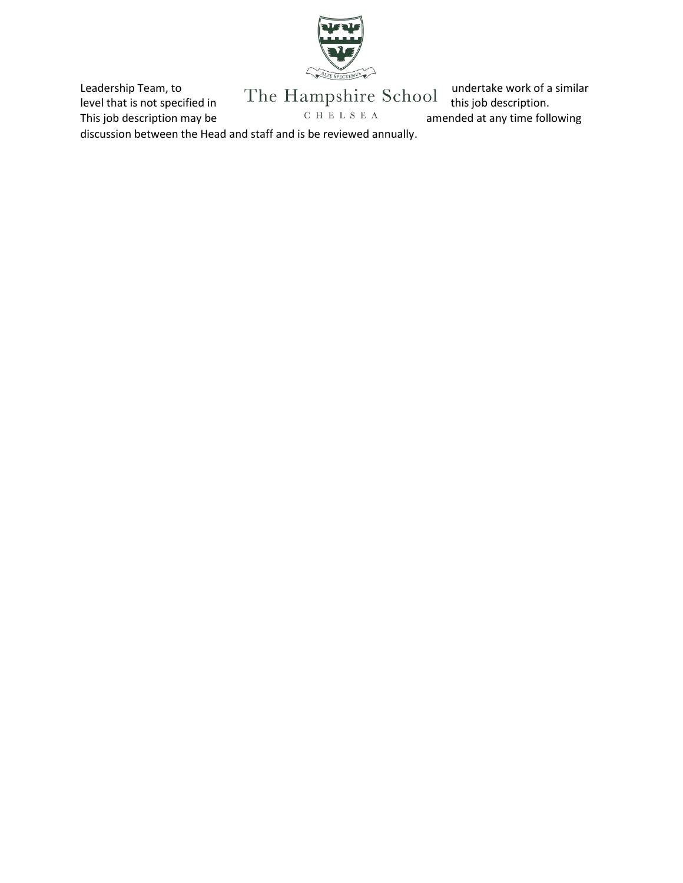Leadership Team, to undertake work of a similar level that is not specified in this job description. This job description may be amended at any time following discussion between the Head and staff and is be reviewed annually.